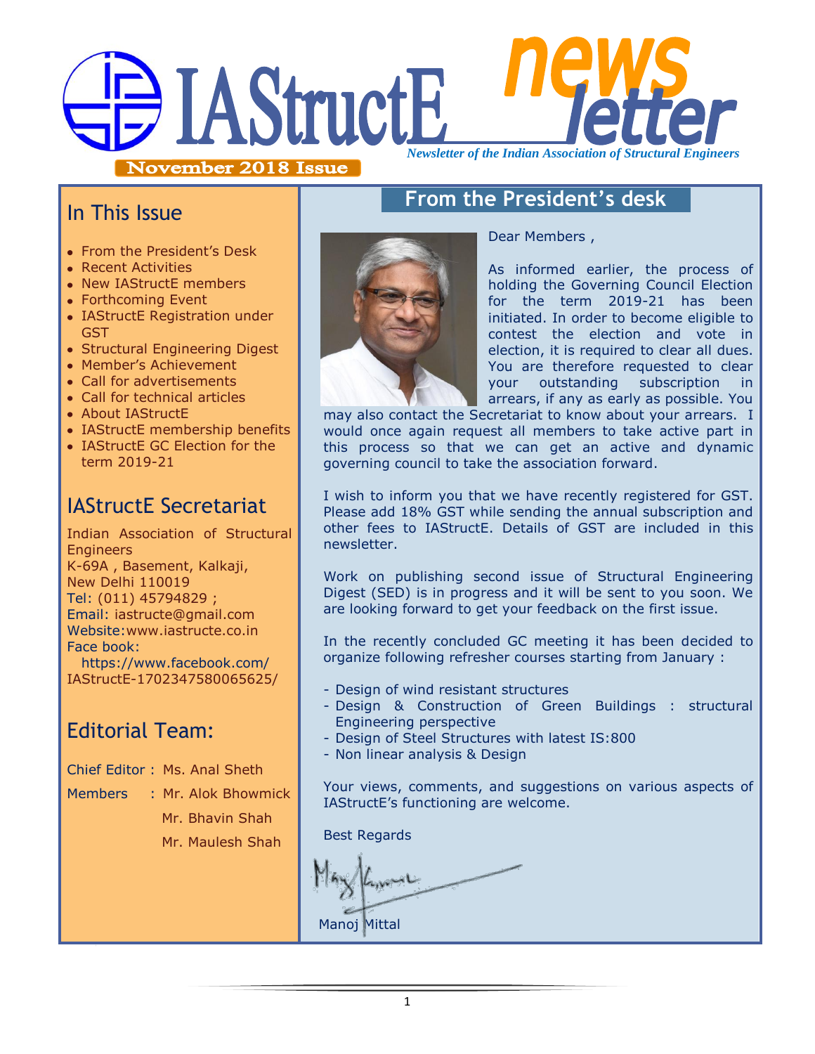# IAStructE newsletter

*Newsletter of the Indian Association of Structural Engineers*

**November 2018 Issue**

## In This Issue

- From the President's Desk
- Recent Activities
- New IAStructE members
- Forthcoming Event
- IAStructE Registration under GST
- Structural Engineering Digest
- Member's Achievement
- Call for advertisements
- Call for technical articles
- About IAStructE
- IAStructE membership benefits
- IAStructE GC Election for the term 2019-21

## IAStructE Secretariat

Indian Association of Structural Engineers
K-69A , Basement, Kalkaji,
New Delhi 110019
Tel: (011) 45794829 ;
Email: iastructe@gmail.com
Website:www.iastructe.co.in
Face book:
https://www.facebook.com/IAStructE-1702347580065625/

## Editorial Team:

Chief Editor : Ms. Anal Sheth

Members : Mr. Alok Bhowmick
Mr. Bhavin Shah
Mr. Maulesh Shah

## From the President's desk

Dear Members ,

As informed earlier, the process of holding the Governing Council Election for the term 2019-21 has been initiated. In order to become eligible to contest the election and vote in election, it is required to clear all dues. You are therefore requested to clear your outstanding subscription in arrears, if any as early as possible. You may also contact the Secretariat to know about your arrears. I would once again request all members to take active part in this process so that we can get an active and dynamic governing council to take the association forward.

I wish to inform you that we have recently registered for GST. Please add 18% GST while sending the annual subscription and other fees to IAStructE. Details of GST are included in this newsletter.

Work on publishing second issue of Structural Engineering Digest (SED) is in progress and it will be sent to you soon. We are looking forward to get your feedback on the first issue.

In the recently concluded GC meeting it has been decided to organize following refresher courses starting from January :

- Design of wind resistant structures
- Design & Construction of Green Buildings : structural Engineering perspective
- Design of Steel Structures with latest IS:800
- Non linear analysis & Design

Your views, comments, and suggestions on various aspects of IAStructE's functioning are welcome.

Best Regards

Manoj Mittal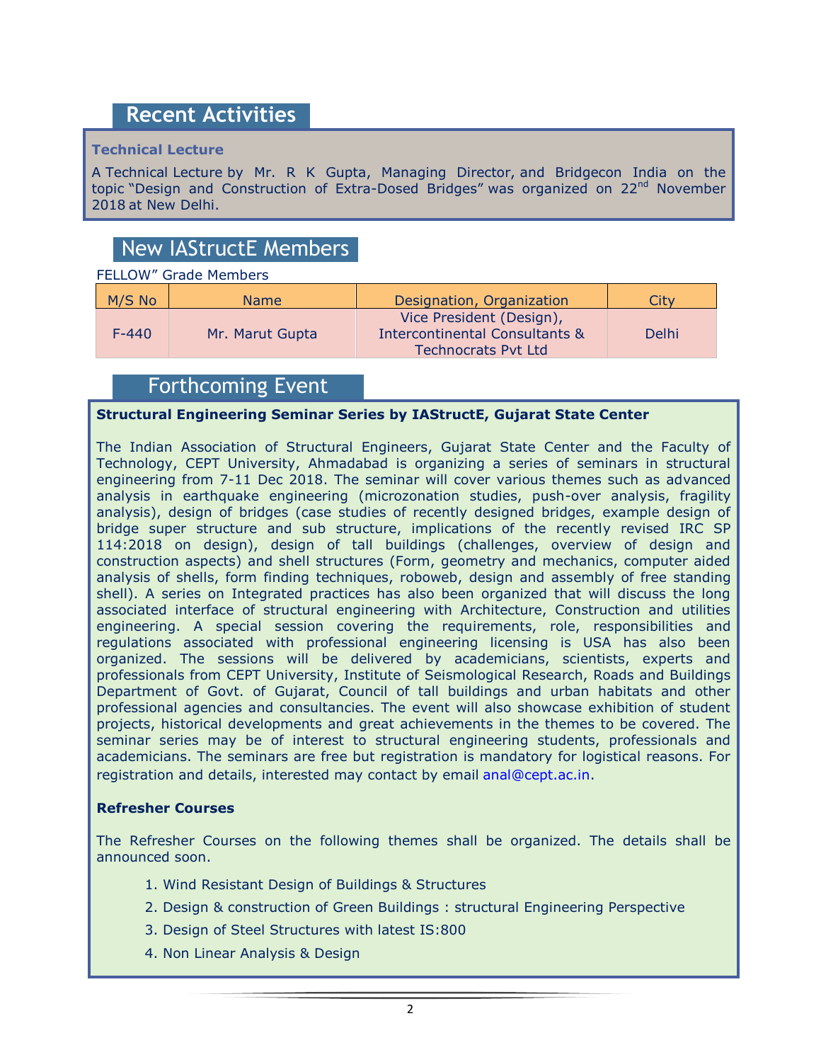## Recent Activities

### Technical Lecture

A Technical Lecture by Mr. R K Gupta, Managing Director, and Bridgecon India on the topic "Design and Construction of Extra-Dosed Bridges" was organized on 22nd November 2018 at New Delhi.

## New IAStructE Members

FELLOW" Grade Members

| M/S No | Name | Designation, Organization | City |
|---|---|---|---|
| F-440 | Mr. Marut Gupta | Vice President (Design), Intercontinental Consultants & Technocrats Pvt Ltd | Delhi |

## Forthcoming Event

### Structural Engineering Seminar Series by IAStructE, Gujarat State Center

The Indian Association of Structural Engineers, Gujarat State Center and the Faculty of Technology, CEPT University, Ahmadabad is organizing a series of seminars in structural engineering from 7-11 Dec 2018. The seminar will cover various themes such as advanced analysis in earthquake engineering (microzonation studies, push-over analysis, fragility analysis), design of bridges (case studies of recently designed bridges, example design of bridge super structure and sub structure, implications of the recently revised IRC SP 114:2018 on design), design of tall buildings (challenges, overview of design and construction aspects) and shell structures (Form, geometry and mechanics, computer aided analysis of shells, form finding techniques, roboweb, design and assembly of free standing shell). A series on Integrated practices has also been organized that will discuss the long associated interface of structural engineering with Architecture, Construction and utilities engineering. A special session covering the requirements, role, responsibilities and regulations associated with professional engineering licensing is USA has also been organized. The sessions will be delivered by academicians, scientists, experts and professionals from CEPT University, Institute of Seismological Research, Roads and Buildings Department of Govt. of Gujarat, Council of tall buildings and urban habitats and other professional agencies and consultancies. The event will also showcase exhibition of student projects, historical developments and great achievements in the themes to be covered. The seminar series may be of interest to structural engineering students, professionals and academicians. The seminars are free but registration is mandatory for logistical reasons. For registration and details, interested may contact by email anal@cept.ac.in.

### Refresher Courses

The Refresher Courses on the following themes shall be organized. The details shall be announced soon.

1. Wind Resistant Design of Buildings & Structures
2. Design & construction of Green Buildings : structural Engineering Perspective
3. Design of Steel Structures with latest IS:800
4. Non Linear Analysis & Design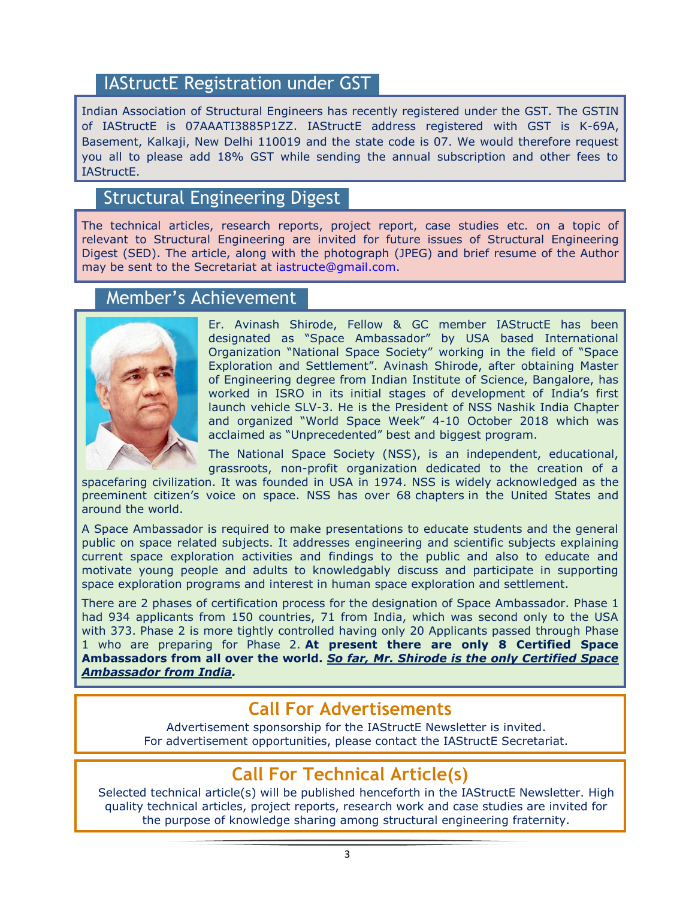## IAStructE Registration under GST

Indian Association of Structural Engineers has recently registered under the GST. The GSTIN of IAStructE is 07AAATI3885P1ZZ. IAStructE address registered with GST is K-69A, Basement, Kalkaji, New Delhi 110019 and the state code is 07. We would therefore request you all to please add 18% GST while sending the annual subscription and other fees to IAStructE.

## Structural Engineering Digest

The technical articles, research reports, project report, case studies etc. on a topic of relevant to Structural Engineering are invited for future issues of Structural Engineering Digest (SED). The article, along with the photograph (JPEG) and brief resume of the Author may be sent to the Secretariat at iastructe@gmail.com.

## Member's Achievement

Er. Avinash Shirode, Fellow & GC member IAStructE has been designated as "Space Ambassador" by USA based International Organization "National Space Society" working in the field of "Space Exploration and Settlement". Avinash Shirode, after obtaining Master of Engineering degree from Indian Institute of Science, Bangalore, has worked in ISRO in its initial stages of development of India's first launch vehicle SLV-3. He is the President of NSS Nashik India Chapter and organized "World Space Week" 4-10 October 2018 which was acclaimed as "Unprecedented" best and biggest program.

The National Space Society (NSS), is an independent, educational, grassroots, non-profit organization dedicated to the creation of a spacefaring civilization. It was founded in USA in 1974. NSS is widely acknowledged as the preeminent citizen's voice on space. NSS has over 68 chapters in the United States and around the world.

A Space Ambassador is required to make presentations to educate students and the general public on space related subjects. It addresses engineering and scientific subjects explaining current space exploration activities and findings to the public and also to educate and motivate young people and adults to knowledgably discuss and participate in supporting space exploration programs and interest in human space exploration and settlement.

There are 2 phases of certification process for the designation of Space Ambassador. Phase 1 had 934 applicants from 150 countries, 71 from India, which was second only to the USA with 373. Phase 2 is more tightly controlled having only 20 Applicants passed through Phase 1 who are preparing for Phase 2. **At present there are only 8 Certified Space Ambassadors from all over the world. *So far, Mr. Shirode is the only Certified Space Ambassador from India*.**

## Call For Advertisements

Advertisement sponsorship for the IAStructE Newsletter is invited.
For advertisement opportunities, please contact the IAStructE Secretariat.

## Call For Technical Article(s)

Selected technical article(s) will be published henceforth in the IAStructE Newsletter. High quality technical articles, project reports, research work and case studies are invited for the purpose of knowledge sharing among structural engineering fraternity.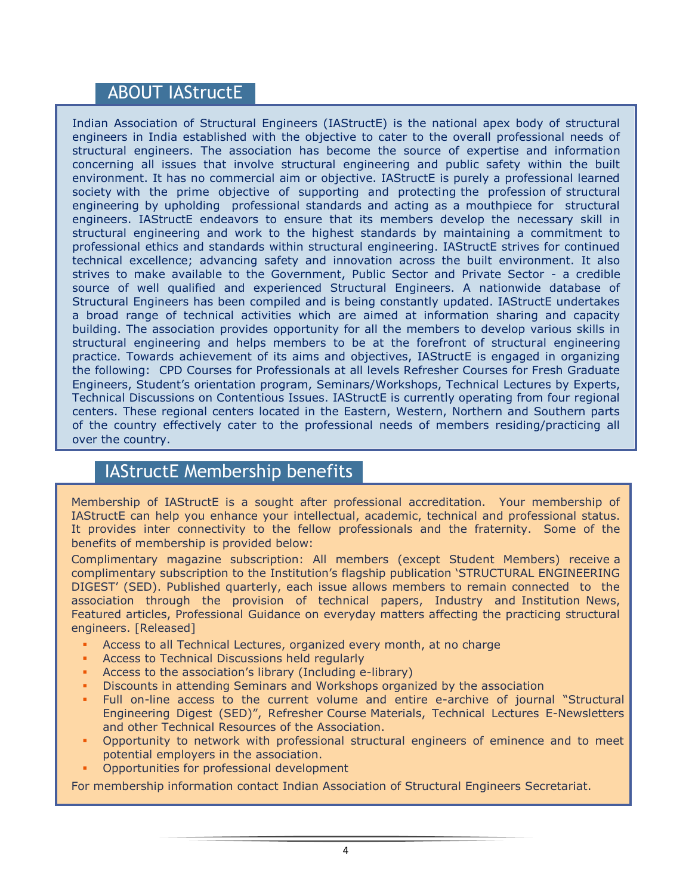## ABOUT IAStructE

Indian Association of Structural Engineers (IAStructE) is the national apex body of structural engineers in India established with the objective to cater to the overall professional needs of structural engineers. The association has become the source of expertise and information concerning all issues that involve structural engineering and public safety within the built environment. It has no commercial aim or objective. IAStructE is purely a professional learned society with the prime objective of supporting and protecting the profession of structural engineering by upholding professional standards and acting as a mouthpiece for structural engineers. IAStructE endeavors to ensure that its members develop the necessary skill in structural engineering and work to the highest standards by maintaining a commitment to professional ethics and standards within structural engineering. IAStructE strives for continued technical excellence; advancing safety and innovation across the built environment. It also strives to make available to the Government, Public Sector and Private Sector - a credible source of well qualified and experienced Structural Engineers. A nationwide database of Structural Engineers has been compiled and is being constantly updated. IAStructE undertakes a broad range of technical activities which are aimed at information sharing and capacity building. The association provides opportunity for all the members to develop various skills in structural engineering and helps members to be at the forefront of structural engineering practice. Towards achievement of its aims and objectives, IAStructE is engaged in organizing the following: CPD Courses for Professionals at all levels Refresher Courses for Fresh Graduate Engineers, Student's orientation program, Seminars/Workshops, Technical Lectures by Experts, Technical Discussions on Contentious Issues. IAStructE is currently operating from four regional centers. These regional centers located in the Eastern, Western, Northern and Southern parts of the country effectively cater to the professional needs of members residing/practicing all over the country.

## IAStructE Membership benefits

Membership of IAStructE is a sought after professional accreditation. Your membership of IAStructE can help you enhance your intellectual, academic, technical and professional status. It provides inter connectivity to the fellow professionals and the fraternity. Some of the benefits of membership is provided below:

Complimentary magazine subscription: All members (except Student Members) receive a complimentary subscription to the Institution's flagship publication 'STRUCTURAL ENGINEERING DIGEST' (SED). Published quarterly, each issue allows members to remain connected to the association through the provision of technical papers, Industry and Institution News, Featured articles, Professional Guidance on everyday matters affecting the practicing structural engineers. [Released]

- Access to all Technical Lectures, organized every month, at no charge
- Access to Technical Discussions held regularly
- Access to the association's library (Including e-library)
- Discounts in attending Seminars and Workshops organized by the association
- Full on-line access to the current volume and entire e-archive of journal "Structural Engineering Digest (SED)", Refresher Course Materials, Technical Lectures E-Newsletters and other Technical Resources of the Association.
- Opportunity to network with professional structural engineers of eminence and to meet potential employers in the association.
- Opportunities for professional development

For membership information contact Indian Association of Structural Engineers Secretariat.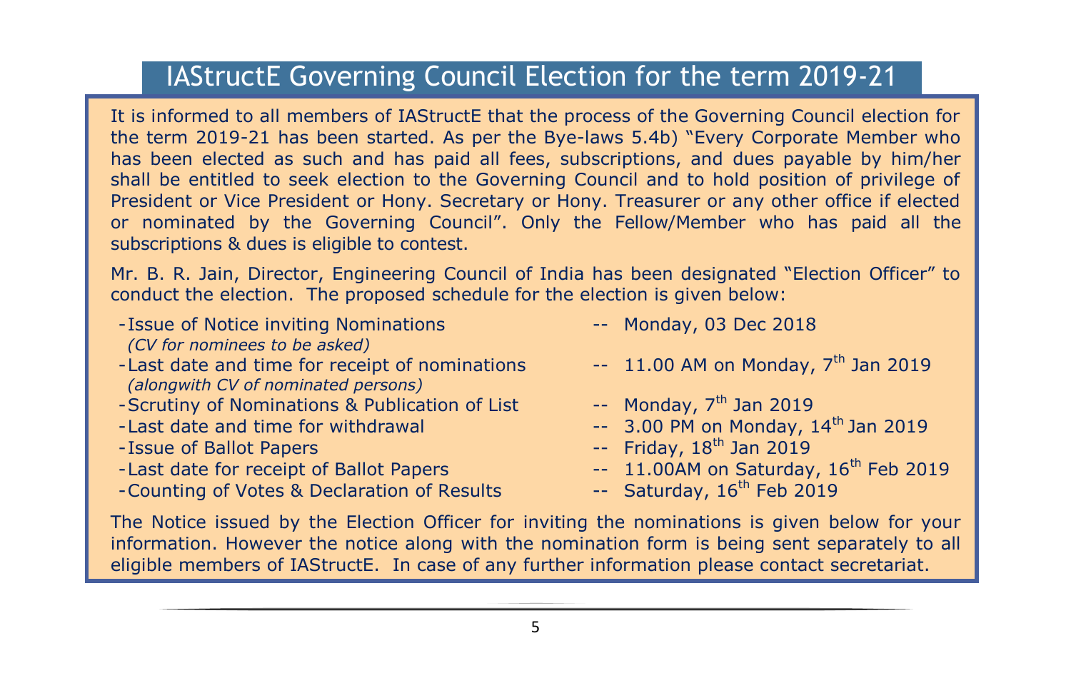# IAStructE Governing Council Election for the term 2019-21

It is informed to all members of IAStructE that the process of the Governing Council election for the term 2019-21 has been started. As per the Bye-laws 5.4b) "Every Corporate Member who has been elected as such and has paid all fees, subscriptions, and dues payable by him/her shall be entitled to seek election to the Governing Council and to hold position of privilege of President or Vice President or Hony. Secretary or Hony. Treasurer or any other office if elected or nominated by the Governing Council". Only the Fellow/Member who has paid all the subscriptions & dues is eligible to contest.

Mr. B. R. Jain, Director, Engineering Council of India has been designated "Election Officer" to conduct the election. The proposed schedule for the election is given below:

- Issue of Notice inviting Nominations -- Monday, 03 Dec 2018
  *(CV for nominees to be asked)*
- Last date and time for receipt of nominations -- 11.00 AM on Monday, 7th Jan 2019
  *(alongwith CV of nominated persons)*
- Scrutiny of Nominations & Publication of List -- Monday, 7th Jan 2019
- Last date and time for withdrawal -- 3.00 PM on Monday, 14th Jan 2019
- Issue of Ballot Papers -- Friday, 18th Jan 2019
- Last date for receipt of Ballot Papers -- 11.00AM on Saturday, 16th Feb 2019
- Counting of Votes & Declaration of Results -- Saturday, 16th Feb 2019

The Notice issued by the Election Officer for inviting the nominations is given below for your information. However the notice along with the nomination form is being sent separately to all eligible members of IAStructE. In case of any further information please contact secretariat.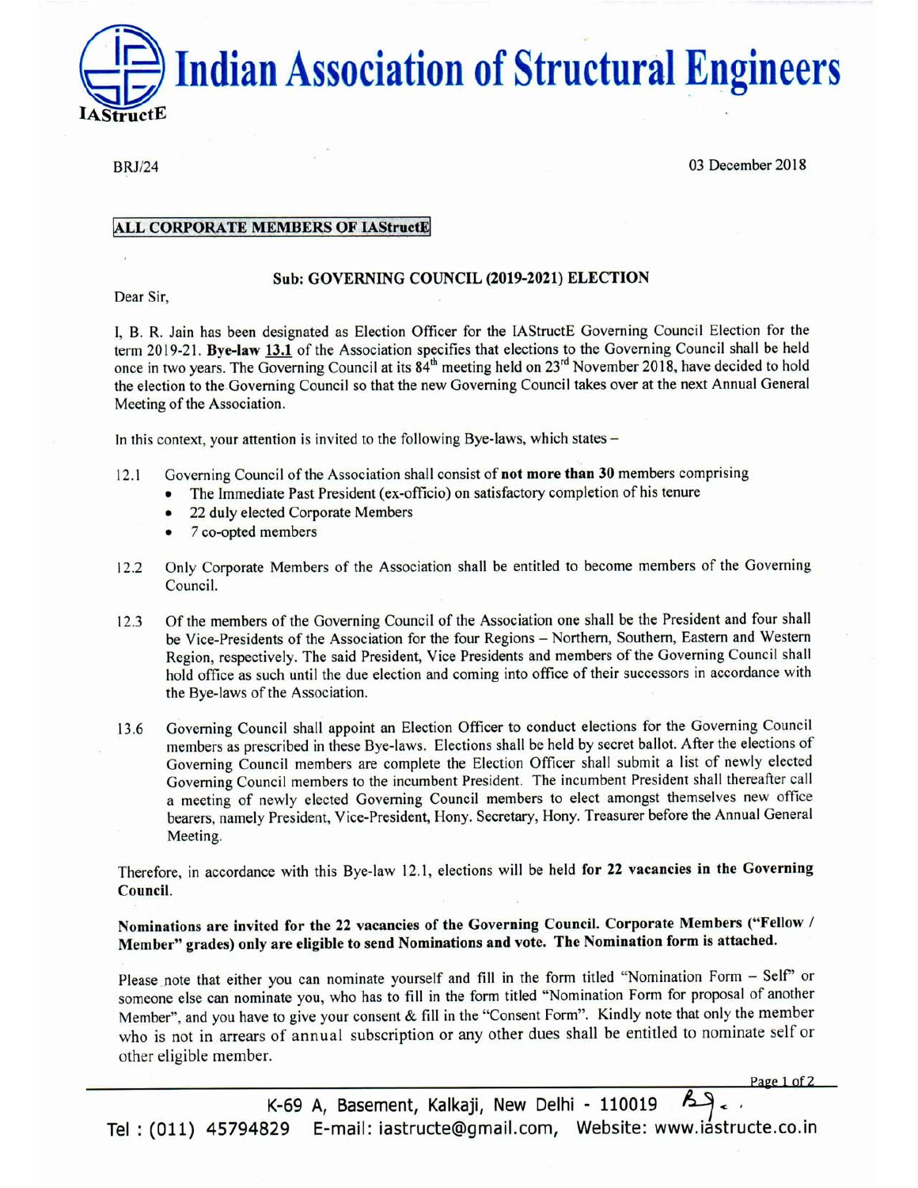# Indian Association of Structural Engineers

IAStructE

BRJ/24

03 December 2018

**ALL CORPORATE MEMBERS OF IAStructE**

**Sub: GOVERNING COUNCIL (2019-2021) ELECTION**

Dear Sir,

I, B. R. Jain has been designated as Election Officer for the IAStructE Governing Council Election for the term 2019-21. **Bye-law 13.1** of the Association specifies that elections to the Governing Council shall be held once in two years. The Governing Council at its 84th meeting held on 23rd November 2018, have decided to hold the election to the Governing Council so that the new Governing Council takes over at the next Annual General Meeting of the Association.

In this context, your attention is invited to the following Bye-laws, which states –

12.1 Governing Council of the Association shall consist of **not more than 30** members comprising
- The Immediate Past President (ex-officio) on satisfactory completion of his tenure
- 22 duly elected Corporate Members
- 7 co-opted members

12.2 Only Corporate Members of the Association shall be entitled to become members of the Governing Council.

12.3 Of the members of the Governing Council of the Association one shall be the President and four shall be Vice-Presidents of the Association for the four Regions – Northern, Southern, Eastern and Western Region, respectively. The said President, Vice Presidents and members of the Governing Council shall hold office as such until the due election and coming into office of their successors in accordance with the Bye-laws of the Association.

13.6 Governing Council shall appoint an Election Officer to conduct elections for the Governing Council members as prescribed in these Bye-laws. Elections shall be held by secret ballot. After the elections of Governing Council members are complete the Election Officer shall submit a list of newly elected Governing Council members to the incumbent President. The incumbent President shall thereafter call a meeting of newly elected Governing Council members to elect amongst themselves new office bearers, namely President, Vice-President, Hony. Secretary, Hony. Treasurer before the Annual General Meeting.

Therefore, in accordance with this Bye-law 12.1, elections will be held **for 22 vacancies in the Governing Council**.

**Nominations are invited for the 22 vacancies of the Governing Council. Corporate Members ("Fellow / Member" grades) only are eligible to send Nominations and vote. The Nomination form is attached.**

Please note that either you can nominate yourself and fill in the form titled "Nomination Form – Self" or someone else can nominate you, who has to fill in the form titled "Nomination Form for proposal of another Member", and you have to give your consent & fill in the "Consent Form". Kindly note that only the member who is not in arrears of annual subscription or any other dues shall be entitled to nominate self or other eligible member.

K-69 A, Basement, Kalkaji, New Delhi - 110019

Tel : (011) 45794829 E-mail: iastructe@gmail.com, Website: www.iastructe.co.in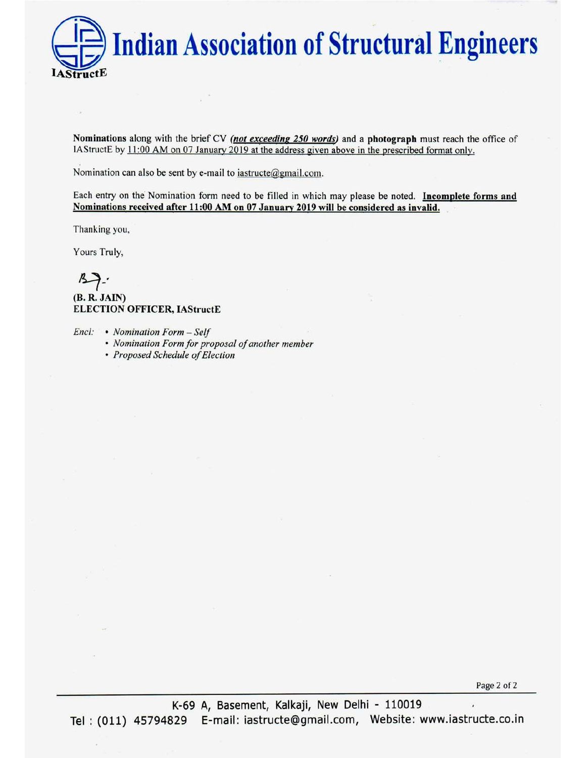# Indian Association of Structural Engineers

IAStructE

**Nominations** along with the brief CV ***not exceeding 250 words*** and a **photograph** must reach the office of IAStructE by 11:00 AM on 07 January 2019 at the address given above in the prescribed format only.

Nomination can also be sent by e-mail to iastructe@gmail.com.

Each entry on the Nomination form need to be filled in which may please be noted. **Incomplete forms and Nominations received after 11:00 AM on 07 January 2019 will be considered as invalid.**

Thanking you,

Yours Truly,

**(B. R. JAIN)**
**ELECTION OFFICER, IAStructE**

*Encl:*

- *Nomination Form – Self*
- *Nomination Form for proposal of another member*
- *Proposed Schedule of Election*

K-69 A, Basement, Kalkaji, New Delhi - 110019
Tel : (011) 45794829 E-mail: iastructe@gmail.com, Website: www.iastructe.co.in